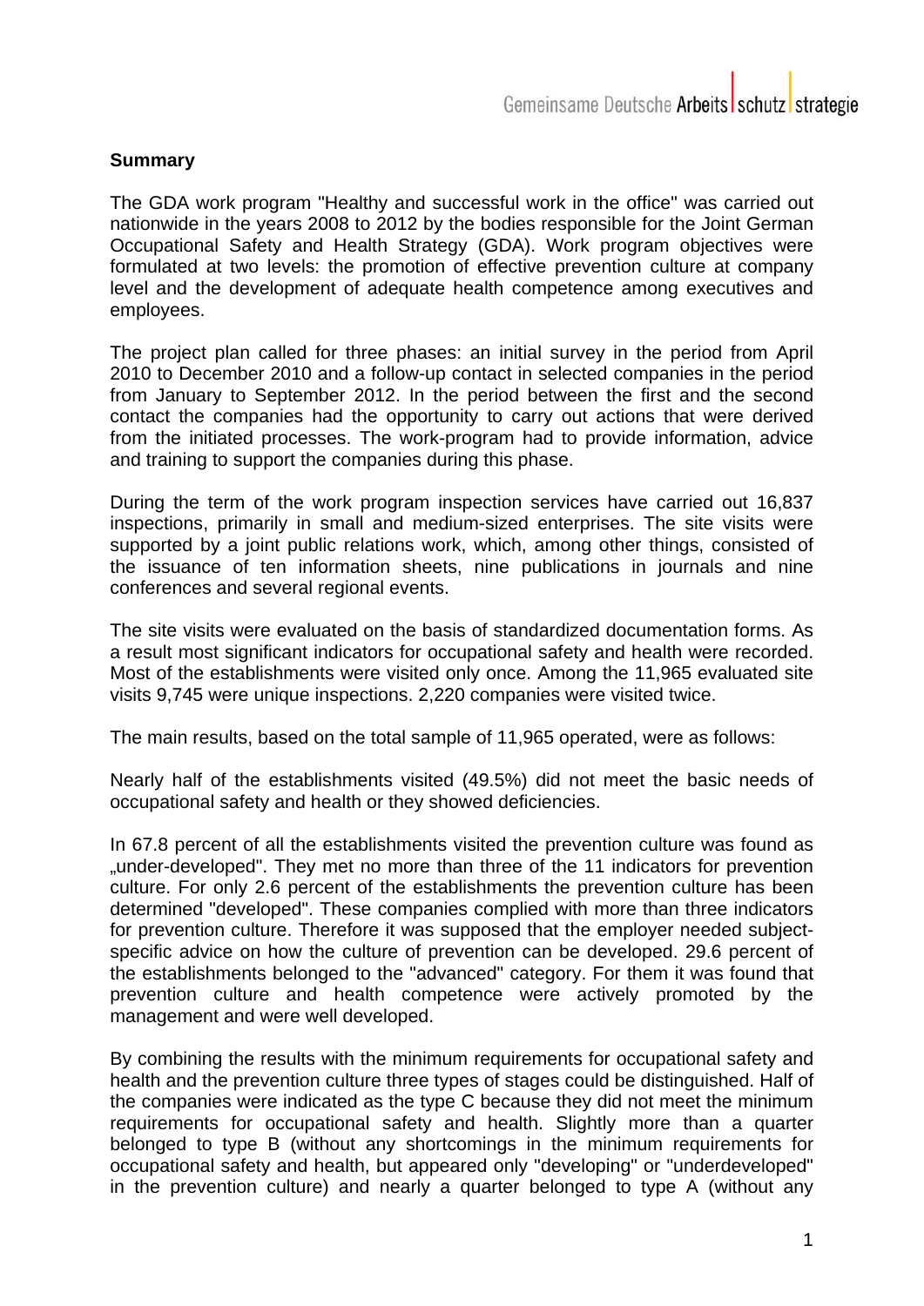**Summary**

The GDA work program "Healthy and successful work in the office" was carried out nationwide in the years 2008 to 2012 by the bodies responsible for the Joint German Occupational Safety and Health Strategy (GDA). Work program objectives were formulated at two levels: the promotion of effective prevention culture at company level and the development of adequate health competence among executives and employees.

The project plan called for three phases: an initial survey in the period from April 2010 to December 2010 and a follow-up contact in selected companies in the period from January to September 2012. In the period between the first and the second contact the companies had the opportunity to carry out actions that were derived from the initiated processes. The work-program had to provide information, advice and training to support the companies during this phase.

During the term of the work program inspection services have carried out 16,837 inspections, primarily in small and medium-sized enterprises. The site visits were supported by a joint public relations work, which, among other things, consisted of the issuance of ten information sheets, nine publications in journals and nine conferences and several regional events.

The site visits were evaluated on the basis of standardized documentation forms. As a result most significant indicators for occupational safety and health were recorded. Most of the establishments were visited only once. Among the 11,965 evaluated site visits 9,745 were unique inspections. 2,220 companies were visited twice.

The main results, based on the total sample of 11,965 operated, were as follows:

Nearly half of the establishments visited (49.5%) did not meet the basic needs of occupational safety and health or they showed deficiencies.

In 67.8 percent of all the establishments visited the prevention culture was found as „under-developed". They met no more than three of the 11 indicators for prevention culture. For only 2.6 percent of the establishments the prevention culture has been determined "developed". These companies complied with more than three indicators for prevention culture. Therefore it was supposed that the employer needed subject-specific advice on how the culture of prevention can be developed. 29.6 percent of the establishments belonged to the "advanced" category. For them it was found that prevention culture and health competence were actively promoted by the management and were well developed.

By combining the results with the minimum requirements for occupational safety and health and the prevention culture three types of stages could be distinguished. Half of the companies were indicated as the type C because they did not meet the minimum requirements for occupational safety and health. Slightly more than a quarter belonged to type B (without any shortcomings in the minimum requirements for occupational safety and health, but appeared only "developing" or "underdeveloped" in the prevention culture) and nearly a quarter belonged to type A (without any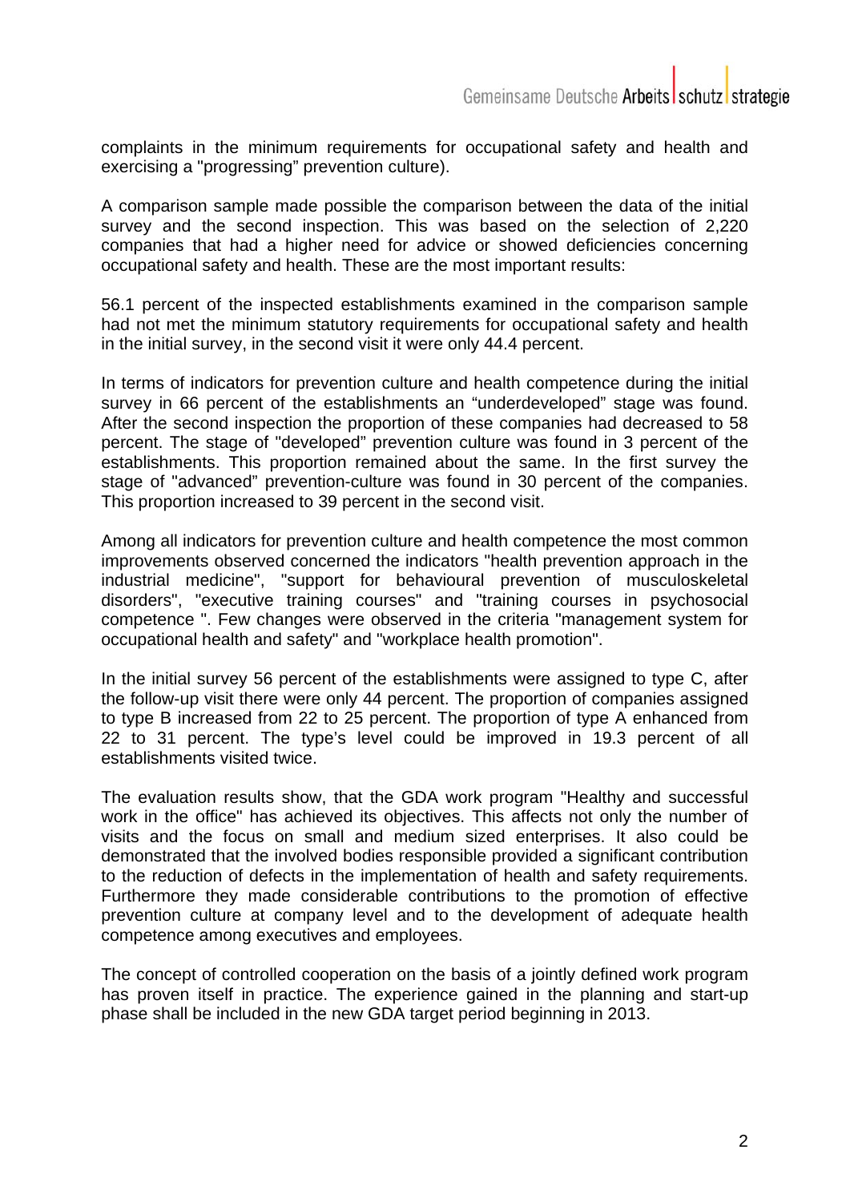complaints in the minimum requirements for occupational safety and health and exercising a "progressing" prevention culture).

A comparison sample made possible the comparison between the data of the initial survey and the second inspection. This was based on the selection of 2,220 companies that had a higher need for advice or showed deficiencies concerning occupational safety and health. These are the most important results:

56.1 percent of the inspected establishments examined in the comparison sample had not met the minimum statutory requirements for occupational safety and health in the initial survey, in the second visit it were only 44.4 percent.

In terms of indicators for prevention culture and health competence during the initial survey in 66 percent of the establishments an "underdeveloped" stage was found. After the second inspection the proportion of these companies had decreased to 58 percent. The stage of "developed" prevention culture was found in 3 percent of the establishments. This proportion remained about the same. In the first survey the stage of "advanced" prevention-culture was found in 30 percent of the companies. This proportion increased to 39 percent in the second visit.

Among all indicators for prevention culture and health competence the most common improvements observed concerned the indicators "health prevention approach in the industrial medicine", "support for behavioural prevention of musculoskeletal disorders", "executive training courses" and "training courses in psychosocial competence ". Few changes were observed in the criteria "management system for occupational health and safety" and "workplace health promotion".

In the initial survey 56 percent of the establishments were assigned to type C, after the follow-up visit there were only 44 percent. The proportion of companies assigned to type B increased from 22 to 25 percent. The proportion of type A enhanced from 22 to 31 percent. The type's level could be improved in 19.3 percent of all establishments visited twice.

The evaluation results show, that the GDA work program "Healthy and successful work in the office" has achieved its objectives. This affects not only the number of visits and the focus on small and medium sized enterprises. It also could be demonstrated that the involved bodies responsible provided a significant contribution to the reduction of defects in the implementation of health and safety requirements. Furthermore they made considerable contributions to the promotion of effective prevention culture at company level and to the development of adequate health competence among executives and employees.

The concept of controlled cooperation on the basis of a jointly defined work program has proven itself in practice. The experience gained in the planning and start-up phase shall be included in the new GDA target period beginning in 2013.